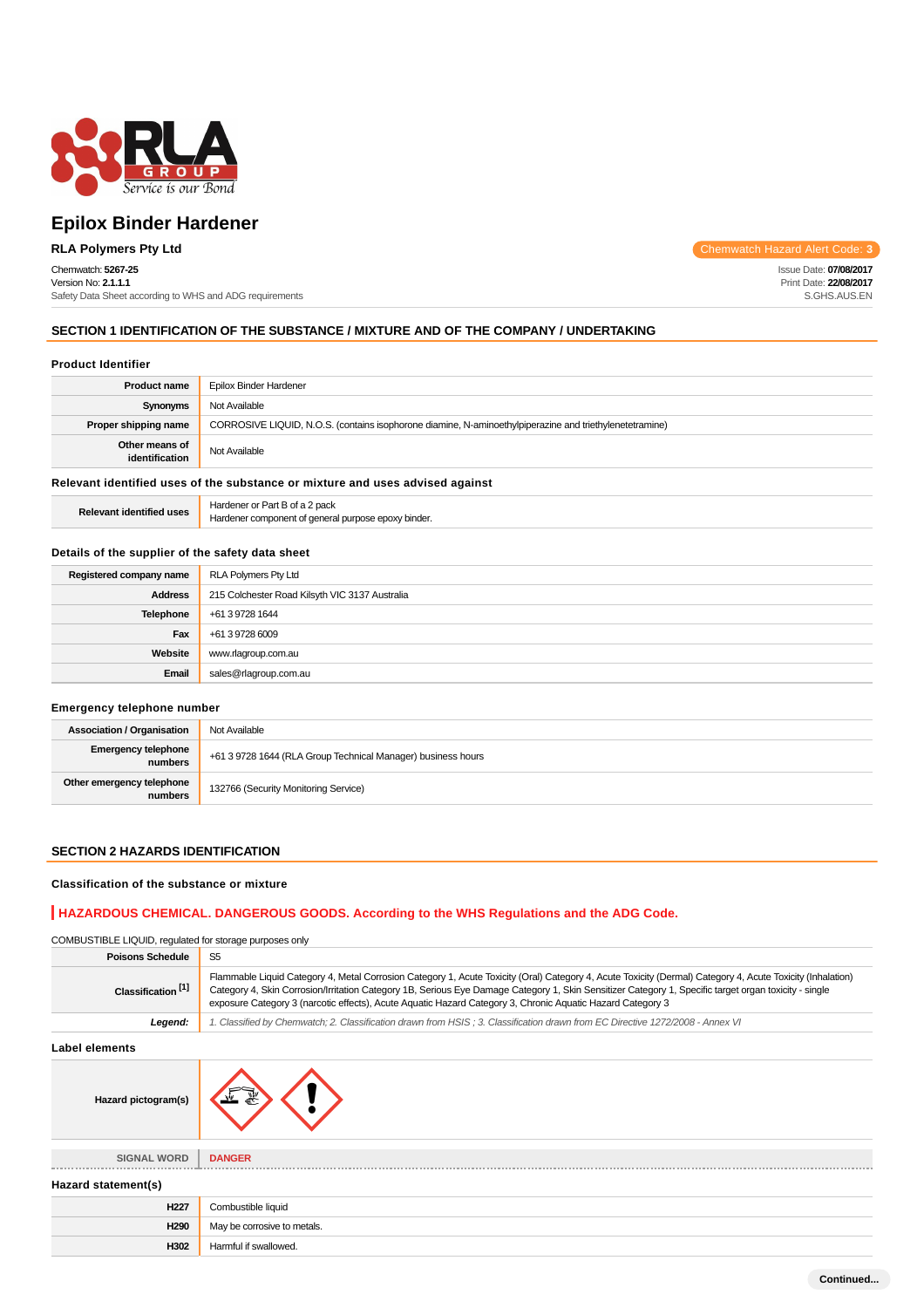# Epilox Binder Hardener

**RLA Polymers Pty Ltd**

Chemwatch Hazard Alert Code: **3**

Chemwatch: **5267-25**
Version No: **2.1.1.1**
Safety Data Sheet according to WHS and ADG requirements

Issue Date: **07/08/2017**
Print Date: **22/08/2017**
S.GHS.AUS.EN

## SECTION 1 IDENTIFICATION OF THE SUBSTANCE / MIXTURE AND OF THE COMPANY / UNDERTAKING

### Product Identifier

| | |
|---|---|
| **Product name** | Epilox Binder Hardener |
| **Synonyms** | Not Available |
| **Proper shipping name** | CORROSIVE LIQUID, N.O.S. (contains isophorone diamine, N-aminoethylpiperazine and triethylenetetramine) |
| **Other means of identification** | Not Available |

### Relevant identified uses of the substance or mixture and uses advised against

| | |
|---|---|
| **Relevant identified uses** | Hardener or Part B of a 2 pack<br>Hardener component of general purpose epoxy binder. |

### Details of the supplier of the safety data sheet

| | |
|---|---|
| **Registered company name** | RLA Polymers Pty Ltd |
| **Address** | 215 Colchester Road Kilsyth VIC 3137 Australia |
| **Telephone** | +61 3 9728 1644 |
| **Fax** | +61 3 9728 6009 |
| **Website** | www.rlagroup.com.au |
| **Email** | sales@rlagroup.com.au |

### Emergency telephone number

| | |
|---|---|
| **Association / Organisation** | Not Available |
| **Emergency telephone numbers** | +61 3 9728 1644 (RLA Group Technical Manager) business hours |
| **Other emergency telephone numbers** | 132766 (Security Monitoring Service) |

## SECTION 2 HAZARDS IDENTIFICATION

### Classification of the substance or mixture

**HAZARDOUS CHEMICAL. DANGEROUS GOODS. According to the WHS Regulations and the ADG Code.**

COMBUSTIBLE LIQUID, regulated for storage purposes only

| | |
|---|---|
| **Poisons Schedule** | S5 |
| **Classification [1]** | Flammable Liquid Category 4, Metal Corrosion Category 1, Acute Toxicity (Oral) Category 4, Acute Toxicity (Dermal) Category 4, Acute Toxicity (Inhalation) Category 4, Skin Corrosion/Irritation Category 1B, Serious Eye Damage Category 1, Skin Sensitizer Category 1, Specific target organ toxicity - single exposure Category 3 (narcotic effects), Acute Aquatic Hazard Category 3, Chronic Aquatic Hazard Category 3 |
| ***Legend:*** | *1. Classified by Chemwatch; 2. Classification drawn from HSIS ; 3. Classification drawn from EC Directive 1272/2008 - Annex VI* |

### Label elements

| | |
|---|---|
| **Hazard pictogram(s)** | |
| **SIGNAL WORD** | **DANGER** |

### Hazard statement(s)

| | |
|---|---|
| **H227** | Combustible liquid |
| **H290** | May be corrosive to metals. |
| **H302** | Harmful if swallowed. |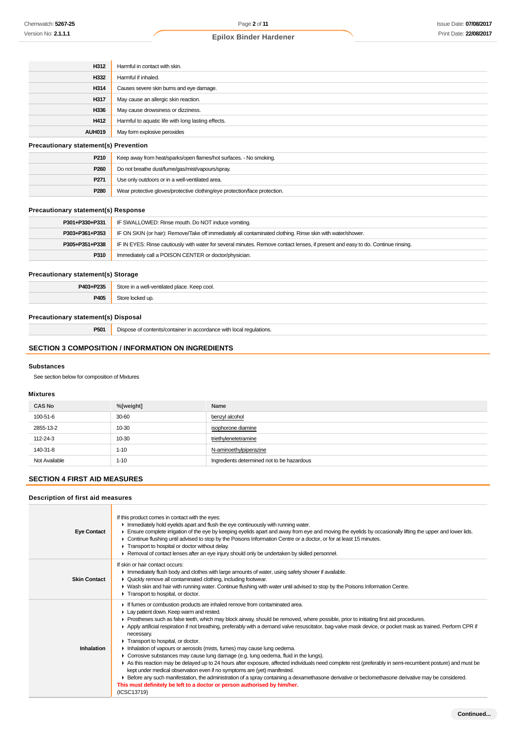| | |
|---|---|
| **H312** | Harmful in contact with skin. |
| **H332** | Harmful if inhaled. |
| **H314** | Causes severe skin burns and eye damage. |
| **H317** | May cause an allergic skin reaction. |
| **H336** | May cause drowsiness or dizziness. |
| **H412** | Harmful to aquatic life with long lasting effects. |
| **AUH019** | May form explosive peroxides |

### Precautionary statement(s) Prevention

| | |
|---|---|
| **P210** | Keep away from heat/sparks/open flames/hot surfaces. - No smoking. |
| **P260** | Do not breathe dust/fume/gas/mist/vapours/spray. |
| **P271** | Use only outdoors or in a well-ventilated area. |
| **P280** | Wear protective gloves/protective clothing/eye protection/face protection. |

### Precautionary statement(s) Response

| | |
|---|---|
| **P301+P330+P331** | IF SWALLOWED: Rinse mouth. Do NOT induce vomiting. |
| **P303+P361+P353** | IF ON SKIN (or hair): Remove/Take off immediately all contaminated clothing. Rinse skin with water/shower. |
| **P305+P351+P338** | IF IN EYES: Rinse cautiously with water for several minutes. Remove contact lenses, if present and easy to do. Continue rinsing. |
| **P310** | Immediately call a POISON CENTER or doctor/physician. |

### Precautionary statement(s) Storage

| | |
|---|---|
| **P403+P235** | Store in a well-ventilated place. Keep cool. |
| **P405** | Store locked up. |

### Precautionary statement(s) Disposal

| | |
|---|---|
| **P501** | Dispose of contents/container in accordance with local regulations. |

## SECTION 3 COMPOSITION / INFORMATION ON INGREDIENTS

### Substances

See section below for composition of Mixtures

### Mixtures

| CAS No | %[weight] | Name |
|---|---|---|
| 100-51-6 | 30-60 | benzyl alcohol |
| 2855-13-2 | 10-30 | isophorone diamine |
| 112-24-3 | 10-30 | triethylenetetramine |
| 140-31-8 | 1-10 | N-aminoethylpiperazine |
| Not Available | 1-10 | Ingredients determined not to be hazardous |

## SECTION 4 FIRST AID MEASURES

### Description of first aid measures

| | |
|---|---|
| **Eye Contact** | If this product comes in contact with the eyes:<br>▸ Immediately hold eyelids apart and flush the eye continuously with running water.<br>▸ Ensure complete irrigation of the eye by keeping eyelids apart and away from eye and moving the eyelids by occasionally lifting the upper and lower lids.<br>▸ Continue flushing until advised to stop by the Poisons Information Centre or a doctor, or for at least 15 minutes.<br>▸ Transport to hospital or doctor without delay.<br>▸ Removal of contact lenses after an eye injury should only be undertaken by skilled personnel. |
| **Skin Contact** | If skin or hair contact occurs:<br>▸ Immediately flush body and clothes with large amounts of water, using safety shower if available.<br>▸ Quickly remove all contaminated clothing, including footwear.<br>▸ Wash skin and hair with running water. Continue flushing with water until advised to stop by the Poisons Information Centre.<br>▸ Transport to hospital, or doctor. |
| **Inhalation** | ▸ If fumes or combustion products are inhaled remove from contaminated area.<br>▸ Lay patient down. Keep warm and rested.<br>▸ Prostheses such as false teeth, which may block airway, should be removed, where possible, prior to initiating first aid procedures.<br>▸ Apply artificial respiration if not breathing, preferably with a demand valve resuscitator, bag-valve mask device, or pocket mask as trained. Perform CPR if necessary.<br>▸ Transport to hospital, or doctor.<br>▸ Inhalation of vapours or aerosols (mists, fumes) may cause lung oedema.<br>▸ Corrosive substances may cause lung damage (e.g. lung oedema, fluid in the lungs).<br>▸ As this reaction may be delayed up to 24 hours after exposure, affected individuals need complete rest (preferably in semi-recumbent posture) and must be kept under medical observation even if no symptoms are (yet) manifested.<br>▸ Before any such manifestation, the administration of a spray containing a dexamethasone derivative or beclomethasone derivative may be considered.<br>**This must definitely be left to a doctor or person authorised by him/her.**<br>(ICSC13719) |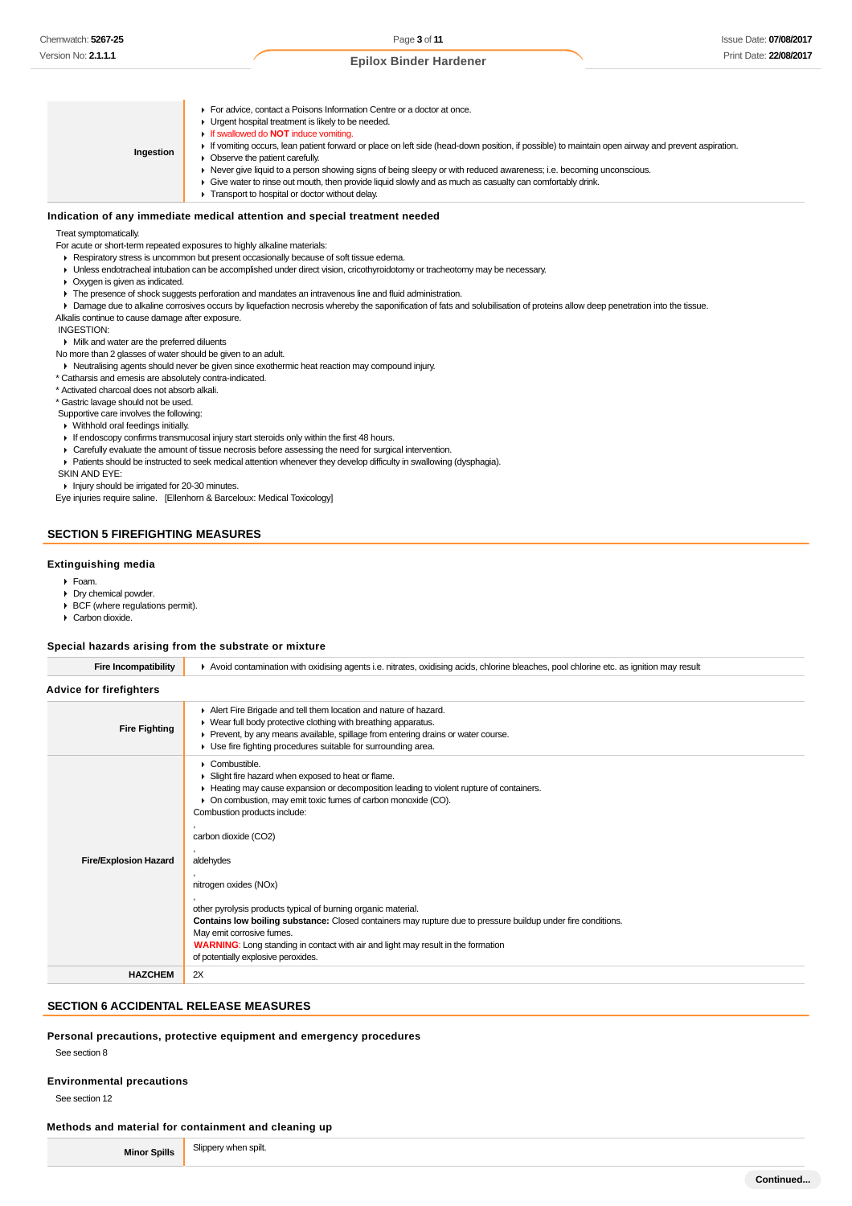| | |
|---|---|
| **Ingestion** | ▸ For advice, contact a Poisons Information Centre or a doctor at once.<br>▸ Urgent hospital treatment is likely to be needed.<br>▸ If swallowed do **NOT** induce vomiting.<br>▸ If vomiting occurs, lean patient forward or place on left side (head-down position, if possible) to maintain open airway and prevent aspiration.<br>▸ Observe the patient carefully.<br>▸ Never give liquid to a person showing signs of being sleepy or with reduced awareness; i.e. becoming unconscious.<br>▸ Give water to rinse out mouth, then provide liquid slowly and as much as casualty can comfortably drink.<br>▸ Transport to hospital or doctor without delay. |

### Indication of any immediate medical attention and special treatment needed

Treat symptomatically.

For acute or short-term repeated exposures to highly alkaline materials:

- Respiratory stress is uncommon but present occasionally because of soft tissue edema.
- Unless endotracheal intubation can be accomplished under direct vision, cricothyroidotomy or tracheotomy may be necessary.
- Oxygen is given as indicated.
- The presence of shock suggests perforation and mandates an intravenous line and fluid administration.
- Damage due to alkaline corrosives occurs by liquefaction necrosis whereby the saponification of fats and solubilisation of proteins allow deep penetration into the tissue.

Alkalis continue to cause damage after exposure.

INGESTION:

- Milk and water are the preferred diluents

No more than 2 glasses of water should be given to an adult.

- Neutralising agents should never be given since exothermic heat reaction may compound injury.

* Catharsis and emesis are absolutely contra-indicated.
* Activated charcoal does not absorb alkali.
* Gastric lavage should not be used.

Supportive care involves the following:

- Withhold oral feedings initially.
- If endoscopy confirms transmucosal injury start steroids only within the first 48 hours.
- Carefully evaluate the amount of tissue necrosis before assessing the need for surgical intervention.
- Patients should be instructed to seek medical attention whenever they develop difficulty in swallowing (dysphagia).

SKIN AND EYE:

- Injury should be irrigated for 20-30 minutes.

Eye injuries require saline. [Ellenhorn & Barceloux: Medical Toxicology]

## SECTION 5 FIREFIGHTING MEASURES

### Extinguishing media

- Foam.
- Dry chemical powder.
- BCF (where regulations permit).
- Carbon dioxide.

### Special hazards arising from the substrate or mixture

| | |
|---|---|
| **Fire Incompatibility** | ▸ Avoid contamination with oxidising agents i.e. nitrates, oxidising acids, chlorine bleaches, pool chlorine etc. as ignition may result |

### Advice for firefighters

| | |
|---|---|
| **Fire Fighting** | ▸ Alert Fire Brigade and tell them location and nature of hazard.<br>▸ Wear full body protective clothing with breathing apparatus.<br>▸ Prevent, by any means available, spillage from entering drains or water course.<br>▸ Use fire fighting procedures suitable for surrounding area. |
| **Fire/Explosion Hazard** | ▸ Combustible.<br>▸ Slight fire hazard when exposed to heat or flame.<br>▸ Heating may cause expansion or decomposition leading to violent rupture of containers.<br>▸ On combustion, may emit toxic fumes of carbon monoxide (CO).<br>Combustion products include:<br>,<br>carbon dioxide ($CO_2$)<br>,<br>aldehydes<br>,<br>nitrogen oxides (NOx)<br>,<br>other pyrolysis products typical of burning organic material.<br>**Contains low boiling substance:** Closed containers may rupture due to pressure buildup under fire conditions.<br>May emit corrosive fumes.<br>**WARNING**: Long standing in contact with air and light may result in the formation of potentially explosive peroxides. |
| **HAZCHEM** | 2X |

## SECTION 6 ACCIDENTAL RELEASE MEASURES

### Personal precautions, protective equipment and emergency procedures

See section 8

### Environmental precautions

See section 12

### Methods and material for containment and cleaning up

| | |
|---|---|
| **Minor Spills** | Slippery when spilt. |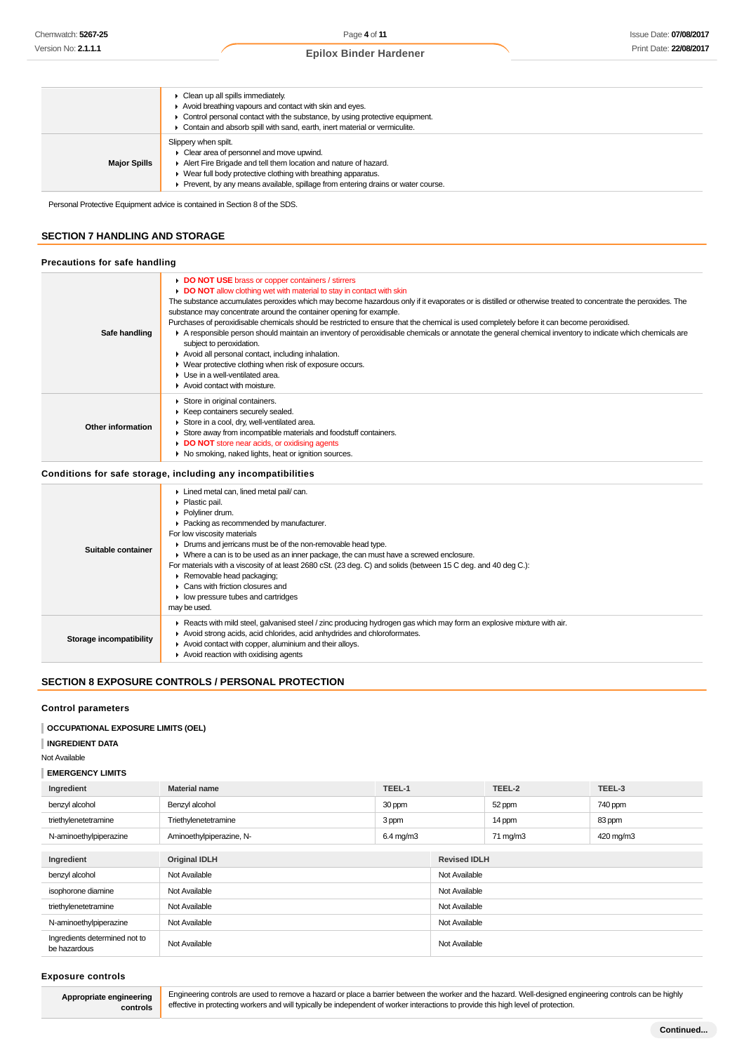| | |
|---|---|
| | ▸ Clean up all spills immediately.<br>▸ Avoid breathing vapours and contact with skin and eyes.<br>▸ Control personal contact with the substance, by using protective equipment.<br>▸ Contain and absorb spill with sand, earth, inert material or vermiculite. |
| **Major Spills** | Slippery when spilt.<br>▸ Clear area of personnel and move upwind.<br>▸ Alert Fire Brigade and tell them location and nature of hazard.<br>▸ Wear full body protective clothing with breathing apparatus.<br>▸ Prevent, by any means available, spillage from entering drains or water course. |

Personal Protective Equipment advice is contained in Section 8 of the SDS.

## SECTION 7 HANDLING AND STORAGE

### Precautions for safe handling

| | |
|---|---|
| **Safe handling** | ▸ **DO NOT USE** brass or copper containers / stirrers<br>▸ **DO NOT** allow clothing wet with material to stay in contact with skin<br>The substance accumulates peroxides which may become hazardous only if it evaporates or is distilled or otherwise treated to concentrate the peroxides. The substance may concentrate around the container opening for example.<br>Purchases of peroxidisable chemicals should be restricted to ensure that the chemical is used completely before it can become peroxidised.<br>▸ A responsible person should maintain an inventory of peroxidisable chemicals or annotate the general chemical inventory to indicate which chemicals are subject to peroxidation.<br>▸ Avoid all personal contact, including inhalation.<br>▸ Wear protective clothing when risk of exposure occurs.<br>▸ Use in a well-ventilated area.<br>▸ Avoid contact with moisture. |
| **Other information** | ▸ Store in original containers.<br>▸ Keep containers securely sealed.<br>▸ Store in a cool, dry, well-ventilated area.<br>▸ Store away from incompatible materials and foodstuff containers.<br>▸ **DO NOT** store near acids, or oxidising agents<br>▸ No smoking, naked lights, heat or ignition sources. |

### Conditions for safe storage, including any incompatibilities

| | |
|---|---|
| **Suitable container** | ▸ Lined metal can, lined metal pail/ can.<br>▸ Plastic pail.<br>▸ Polyliner drum.<br>▸ Packing as recommended by manufacturer.<br>For low viscosity materials<br>▸ Drums and jerricans must be of the non-removable head type.<br>▸ Where a can is to be used as an inner package, the can must have a screwed enclosure.<br>For materials with a viscosity of at least 2680 cSt. (23 deg. C) and solids (between 15 C deg. and 40 deg C.):<br>▸ Removable head packaging;<br>▸ Cans with friction closures and<br>▸ low pressure tubes and cartridges<br>may be used. |
| **Storage incompatibility** | ▸ Reacts with mild steel, galvanised steel / zinc producing hydrogen gas which may form an explosive mixture with air.<br>▸ Avoid strong acids, acid chlorides, acid anhydrides and chloroformates.<br>▸ Avoid contact with copper, aluminium and their alloys.<br>▸ Avoid reaction with oxidising agents |

## SECTION 8 EXPOSURE CONTROLS / PERSONAL PROTECTION

### Control parameters

**OCCUPATIONAL EXPOSURE LIMITS (OEL)**

**INGREDIENT DATA**

Not Available

**EMERGENCY LIMITS**

| Ingredient | Material name | TEEL-1 | TEEL-2 | TEEL-3 |
|---|---|---|---|---|
| benzyl alcohol | Benzyl alcohol | 30 ppm | 52 ppm | 740 ppm |
| triethylenetetramine | Triethylenetetramine | 3 ppm | 14 ppm | 83 ppm |
| N-aminoethylpiperazine | Aminoethylpiperazine, N- | 6.4 mg/m3 | 71 mg/m3 | 420 mg/m3 |

| Ingredient | Original IDLH | Revised IDLH |
|---|---|---|
| benzyl alcohol | Not Available | Not Available |
| isophorone diamine | Not Available | Not Available |
| triethylenetetramine | Not Available | Not Available |
| N-aminoethylpiperazine | Not Available | Not Available |
| Ingredients determined not to be hazardous | Not Available | Not Available |

### Exposure controls

| | |
|---|---|
| **Appropriate engineering controls** | Engineering controls are used to remove a hazard or place a barrier between the worker and the hazard. Well-designed engineering controls can be highly effective in protecting workers and will typically be independent of worker interactions to provide this high level of protection. |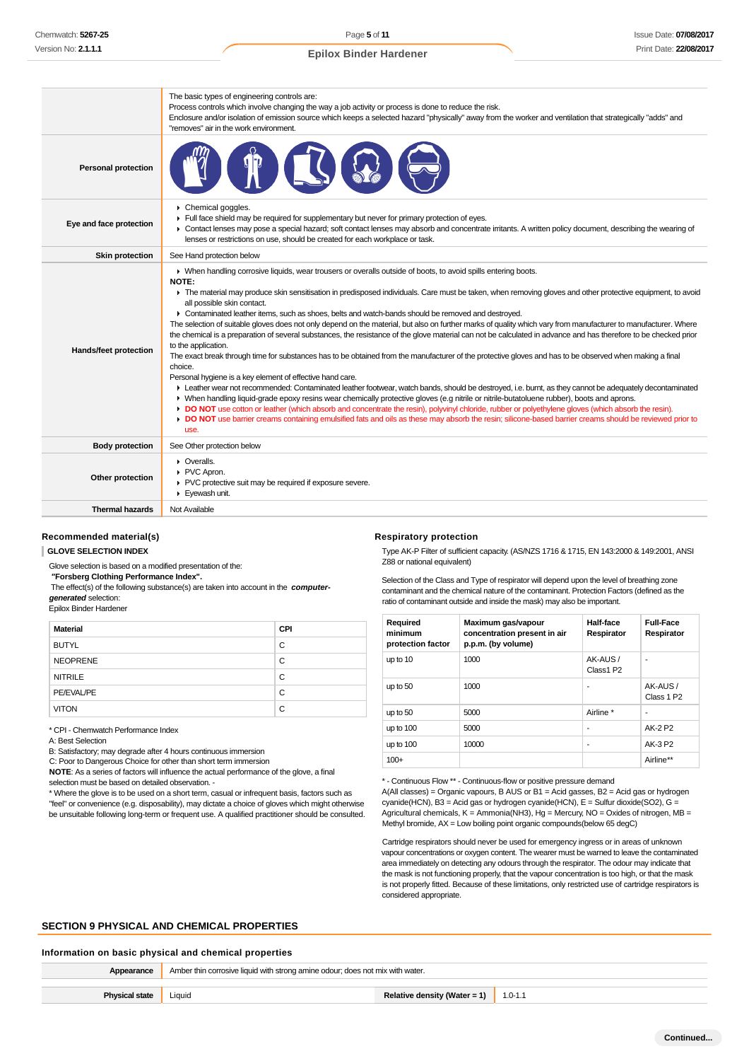| | |
|---|---|
| | The basic types of engineering controls are:<br>Process controls which involve changing the way a job activity or process is done to reduce the risk.<br>Enclosure and/or isolation of emission source which keeps a selected hazard "physically" away from the worker and ventilation that strategically "adds" and "removes" air in the work environment. |
| **Personal protection** | |
| **Eye and face protection** | ▸ Chemical goggles.<br>▸ Full face shield may be required for supplementary but never for primary protection of eyes.<br>▸ Contact lenses may pose a special hazard; soft contact lenses may absorb and concentrate irritants. A written policy document, describing the wearing of lenses or restrictions on use, should be created for each workplace or task. |
| **Skin protection** | See Hand protection below |
| **Hands/feet protection** | ▸ When handling corrosive liquids, wear trousers or overalls outside of boots, to avoid spills entering boots.<br>**NOTE:**<br>▸ The material may produce skin sensitisation in predisposed individuals. Care must be taken, when removing gloves and other protective equipment, to avoid all possible skin contact.<br>▸ Contaminated leather items, such as shoes, belts and watch-bands should be removed and destroyed.<br>The selection of suitable gloves does not only depend on the material, but also on further marks of quality which vary from manufacturer to manufacturer. Where the chemical is a preparation of several substances, the resistance of the glove material can not be calculated in advance and has therefore to be checked prior to the application.<br>The exact break through time for substances has to be obtained from the manufacturer of the protective gloves and has to be observed when making a final choice.<br>Personal hygiene is a key element of effective hand care.<br>▸ Leather wear not recommended: Contaminated leather footwear, watch bands, should be destroyed, i.e. burnt, as they cannot be adequately decontaminated<br>▸ When handling liquid-grade epoxy resins wear chemically protective gloves (e.g nitrile or nitrile-butatoluene rubber), boots and aprons.<br>▸ **DO NOT** use cotton or leather (which absorb and concentrate the resin), polyvinyl chloride, rubber or polyethylene gloves (which absorb the resin).<br>▸ **DO NOT** use barrier creams containing emulsified fats and oils as these may absorb the resin; silicone-based barrier creams should be reviewed prior to use. |
| **Body protection** | See Other protection below |
| **Other protection** | ▸ Overalls.<br>▸ PVC Apron.<br>▸ PVC protective suit may be required if exposure severe.<br>▸ Eyewash unit. |
| **Thermal hazards** | Not Available |

### Recommended material(s)

**GLOVE SELECTION INDEX**

Glove selection is based on a modified presentation of the:
**"Forsberg Clothing Performance Index".**
The effect(s) of the following substance(s) are taken into account in the ***computer-generated*** selection:
Epilox Binder Hardener

| Material | CPI |
|---|---|
| BUTYL | C |
| NEOPRENE | C |
| NITRILE | C |
| PE/EVAL/PE | C |
| VITON | C |

* CPI - Chemwatch Performance Index
A: Best Selection
B: Satisfactory; may degrade after 4 hours continuous immersion
C: Poor to Dangerous Choice for other than short term immersion
**NOTE**: As a series of factors will influence the actual performance of the glove, a final selection must be based on detailed observation. -
* Where the glove is to be used on a short term, casual or infrequent basis, factors such as "feel" or convenience (e.g. disposability), may dictate a choice of gloves which might otherwise be unsuitable following long-term or frequent use. A qualified practitioner should be consulted.

### Respiratory protection

Type AK-P Filter of sufficient capacity. (AS/NZS 1716 & 1715, EN 143:2000 & 149:2001, ANSI Z88 or national equivalent)

Selection of the Class and Type of respirator will depend upon the level of breathing zone contaminant and the chemical nature of the contaminant. Protection Factors (defined as the ratio of contaminant outside and inside the mask) may also be important.

| Required minimum protection factor | Maximum gas/vapour concentration present in air p.p.m. (by volume) | Half-face Respirator | Full-Face Respirator |
|---|---|---|---|
| up to 10 | 1000 | AK-AUS / Class1 P2 | - |
| up to 50 | 1000 | - | AK-AUS / Class 1 P2 |
| up to 50 | 5000 | Airline * | - |
| up to 100 | 5000 | - | AK-2 P2 |
| up to 100 | 10000 | - | AK-3 P2 |
| 100+ | | | Airline** |

* - Continuous Flow ** - Continuous-flow or positive pressure demand
A(All classes) = Organic vapours, B AUS or B1 = Acid gasses, B2 = Acid gas or hydrogen cyanide(HCN), B3 = Acid gas or hydrogen cyanide(HCN), E = Sulfur dioxide(SO2), G = Agricultural chemicals, K = Ammonia(NH3), Hg = Mercury, NO = Oxides of nitrogen, MB = Methyl bromide, AX = Low boiling point organic compounds(below 65 degC)

Cartridge respirators should never be used for emergency ingress or in areas of unknown vapour concentrations or oxygen content. The wearer must be warned to leave the contaminated area immediately on detecting any odours through the respirator. The odour may indicate that the mask is not functioning properly, that the vapour concentration is too high, or that the mask is not properly fitted. Because of these limitations, only restricted use of cartridge respirators is considered appropriate.

## SECTION 9 PHYSICAL AND CHEMICAL PROPERTIES

### Information on basic physical and chemical properties

| | | | |
|---|---|---|---|
| **Appearance** | Amber thin corrosive liquid with strong amine odour; does not mix with water. | | |
| **Physical state** | Liquid | **Relative density (Water = 1)** | 1.0-1.1 |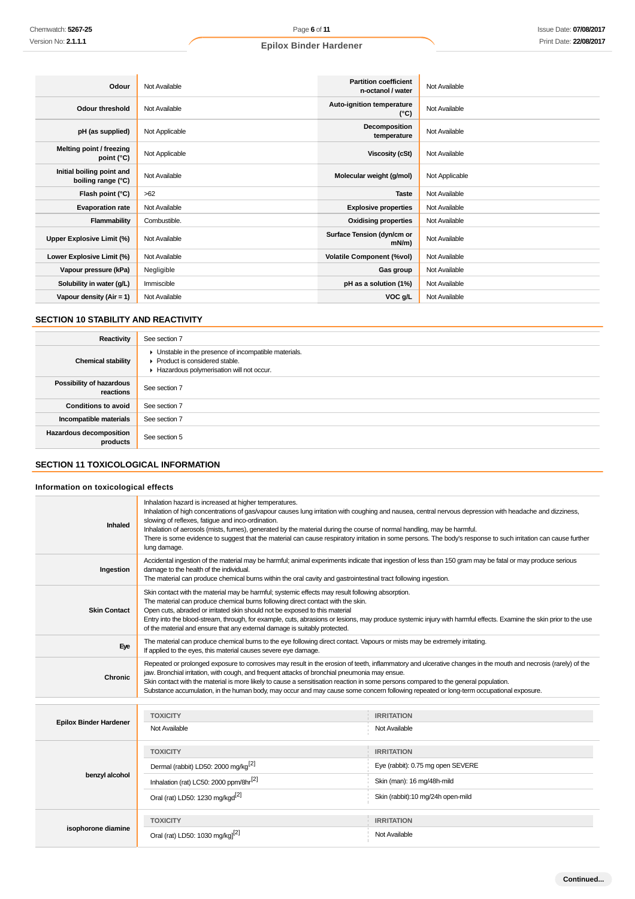| | | | |
|---|---|---|---|
| **Odour** | Not Available | **Partition coefficient n-octanol / water** | Not Available |
| **Odour threshold** | Not Available | **Auto-ignition temperature (°C)** | Not Available |
| **pH (as supplied)** | Not Applicable | **Decomposition temperature** | Not Available |
| **Melting point / freezing point (°C)** | Not Applicable | **Viscosity (cSt)** | Not Available |
| **Initial boiling point and boiling range (°C)** | Not Available | **Molecular weight (g/mol)** | Not Applicable |
| **Flash point (°C)** | >62 | **Taste** | Not Available |
| **Evaporation rate** | Not Available | **Explosive properties** | Not Available |
| **Flammability** | Combustible. | **Oxidising properties** | Not Available |
| **Upper Explosive Limit (%)** | Not Available | **Surface Tension (dyn/cm or mN/m)** | Not Available |
| **Lower Explosive Limit (%)** | Not Available | **Volatile Component (%vol)** | Not Available |
| **Vapour pressure (kPa)** | Negligible | **Gas group** | Not Available |
| **Solubility in water (g/L)** | Immiscible | **pH as a solution (1%)** | Not Available |
| **Vapour density (Air = 1)** | Not Available | **VOC g/L** | Not Available |

## SECTION 10 STABILITY AND REACTIVITY

| | |
|---|---|
| **Reactivity** | See section 7 |
| **Chemical stability** | ▸ Unstable in the presence of incompatible materials.<br>▸ Product is considered stable.<br>▸ Hazardous polymerisation will not occur. |
| **Possibility of hazardous reactions** | See section 7 |
| **Conditions to avoid** | See section 7 |
| **Incompatible materials** | See section 7 |
| **Hazardous decomposition products** | See section 5 |

## SECTION 11 TOXICOLOGICAL INFORMATION

### Information on toxicological effects

| | |
|---|---|
| **Inhaled** | Inhalation hazard is increased at higher temperatures.<br>Inhalation of high concentrations of gas/vapour causes lung irritation with coughing and nausea, central nervous depression with headache and dizziness, slowing of reflexes, fatigue and inco-ordination.<br>Inhalation of aerosols (mists, fumes), generated by the material during the course of normal handling, may be harmful.<br>There is some evidence to suggest that the material can cause respiratory irritation in some persons. The body's response to such irritation can cause further lung damage. |
| **Ingestion** | Accidental ingestion of the material may be harmful; animal experiments indicate that ingestion of less than 150 gram may be fatal or may produce serious damage to the health of the individual.<br>The material can produce chemical burns within the oral cavity and gastrointestinal tract following ingestion. |
| **Skin Contact** | Skin contact with the material may be harmful; systemic effects may result following absorption.<br>The material can produce chemical burns following direct contact with the skin.<br>Open cuts, abraded or irritated skin should not be exposed to this material<br>Entry into the blood-stream, through, for example, cuts, abrasions or lesions, may produce systemic injury with harmful effects. Examine the skin prior to the use of the material and ensure that any external damage is suitably protected. |
| **Eye** | The material can produce chemical burns to the eye following direct contact. Vapours or mists may be extremely irritating.<br>If applied to the eyes, this material causes severe eye damage. |
| **Chronic** | Repeated or prolonged exposure to corrosives may result in the erosion of teeth, inflammatory and ulcerative changes in the mouth and necrosis (rarely) of the jaw. Bronchial irritation, with cough, and frequent attacks of bronchial pneumonia may ensue.<br>Skin contact with the material is more likely to cause a sensitisation reaction in some persons compared to the general population.<br>Substance accumulation, in the human body, may occur and may cause some concern following repeated or long-term occupational exposure. |

| | TOXICITY | IRRITATION |
|---|---|---|
| **Epilox Binder Hardener** | Not Available | Not Available |
| **benzyl alcohol** | Dermal (rabbit) LD50: 2000 mg/kg[2] | Eye (rabbit): 0.75 mg open SEVERE |
| | Inhalation (rat) LC50: 2000 ppm/8hr[2] | Skin (man): 16 mg/48h-mild |
| | Oral (rat) LD50: 1230 mg/kgd[2] | Skin (rabbit):10 mg/24h open-mild |
| **isophorone diamine** | Oral (rat) LD50: 1030 mg/kg][2] | Not Available |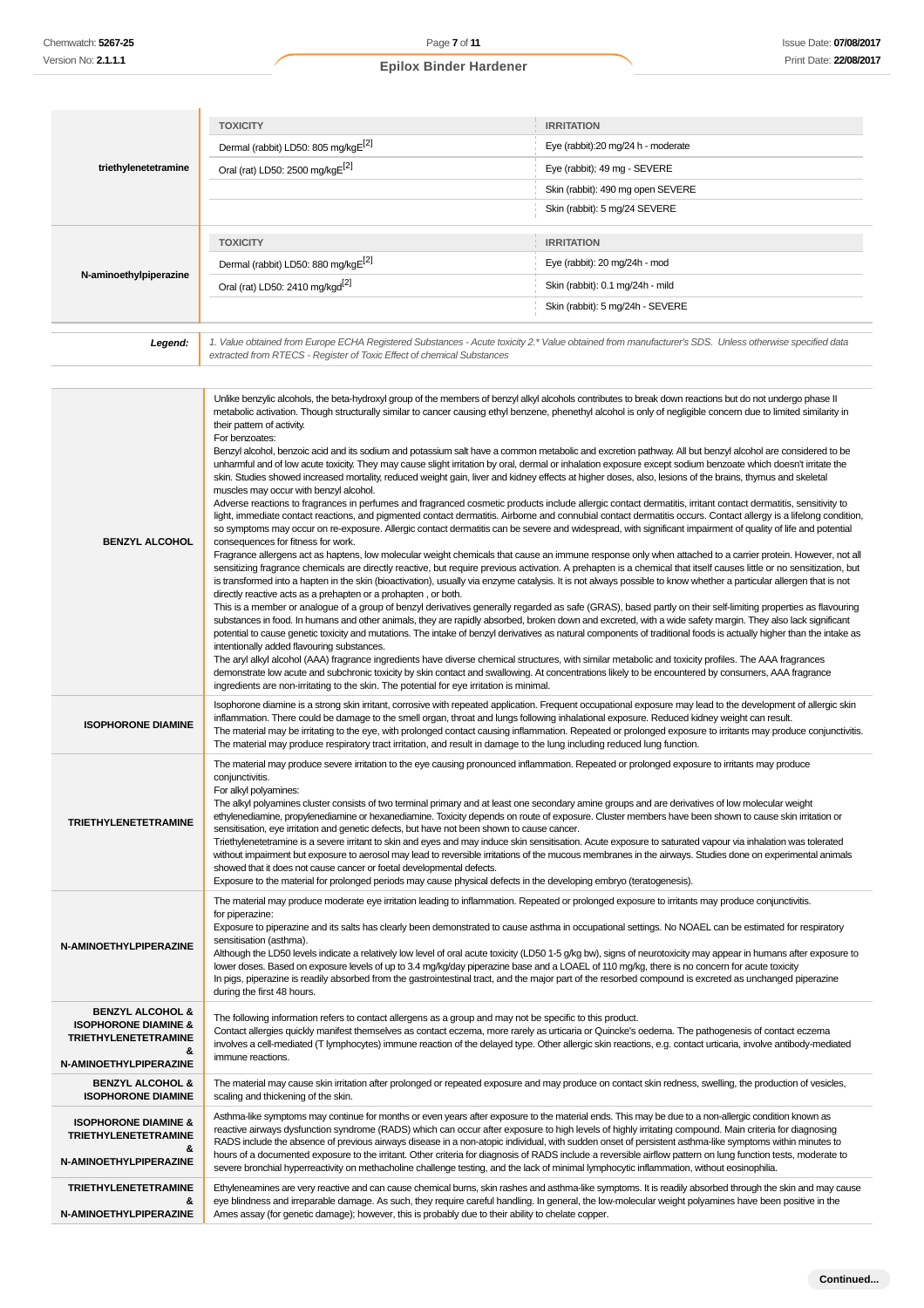| | TOXICITY | IRRITATION |
|---|---|---|
| **triethylenetetramine** | Dermal (rabbit) LD50: 805 mg/kgE[2] | Eye (rabbit):20 mg/24 h - moderate |
| | Oral (rat) LD50: 2500 mg/kgE[2] | Eye (rabbit); 49 mg - SEVERE |
| | | Skin (rabbit): 490 mg open SEVERE |
| | | Skin (rabbit): 5 mg/24 SEVERE |

| | TOXICITY | IRRITATION |
|---|---|---|
| **N-aminoethylpiperazine** | Dermal (rabbit) LD50: 880 mg/kgE[2] | Eye (rabbit): 20 mg/24h - mod |
| | Oral (rat) LD50: 2410 mg/kgd[2] | Skin (rabbit): 0.1 mg/24h - mild |
| | | Skin (rabbit): 5 mg/24h - SEVERE |

| | |
|---|---|
| **Legend:** | *1. Value obtained from Europe ECHA Registered Substances - Acute toxicity 2.\* Value obtained from manufacturer's SDS. Unless otherwise specified data extracted from RTECS - Register of Toxic Effect of chemical Substances* |

| | |
|---|---|
| **BENZYL ALCOHOL** | Unlike benzylic alcohols, the beta-hydroxyl group of the members of benzyl alkyl alcohols contributes to break down reactions but do not undergo phase II metabolic activation. Though structurally similar to cancer causing ethyl benzene, phenethyl alcohol is only of negligible concern due to limited similarity in their pattern of activity.<br>For benzoates:<br>Benzyl alcohol, benzoic acid and its sodium and potassium salt have a common metabolic and excretion pathway. All but benzyl alcohol are considered to be unharmful and of low acute toxicity. They may cause slight irritation by oral, dermal or inhalation exposure except sodium benzoate which doesn't irritate the skin. Studies showed increased mortality, reduced weight gain, liver and kidney effects at higher doses, also, lesions of the brains, thymus and skeletal muscles may occur with benzyl alcohol.<br>Adverse reactions to fragrances in perfumes and fragranced cosmetic products include allergic contact dermatitis, irritant contact dermatitis, sensitivity to light, immediate contact reactions, and pigmented contact dermatitis. Airborne and connubial contact dermatitis occurs. Contact allergy is a lifelong condition, so symptoms may occur on re-exposure. Allergic contact dermatitis can be severe and widespread, with significant impairment of quality of life and potential consequences for fitness for work.<br>Fragrance allergens act as haptens, low molecular weight chemicals that cause an immune response only when attached to a carrier protein. However, not all sensitizing fragrance chemicals are directly reactive, but require previous activation. A prehapten is a chemical that itself causes little or no sensitization, but is transformed into a hapten in the skin (bioactivation), usually via enzyme catalysis. It is not always possible to know whether a particular allergen that is not directly reactive acts as a prehapten or a prohapten , or both.<br>This is a member or analogue of a group of benzyl derivatives generally regarded as safe (GRAS), based partly on their self-limiting properties as flavouring substances in food. In humans and other animals, they are rapidly absorbed, broken down and excreted, with a wide safety margin. They also lack significant potential to cause genetic toxicity and mutations. The intake of benzyl derivatives as natural components of traditional foods is actually higher than the intake as intentionally added flavouring substances.<br>The aryl alkyl alcohol (AAA) fragrance ingredients have diverse chemical structures, with similar metabolic and toxicity profiles. The AAA fragrances demonstrate low acute and subchronic toxicity by skin contact and swallowing. At concentrations likely to be encountered by consumers, AAA fragrance ingredients are non-irritating to the skin. The potential for eye irritation is minimal. |
| **ISOPHORONE DIAMINE** | Isophorone diamine is a strong skin irritant, corrosive with repeated application. Frequent occupational exposure may lead to the development of allergic skin inflammation. There could be damage to the smell organ, throat and lungs following inhalational exposure. Reduced kidney weight can result.<br>The material may be irritating to the eye, with prolonged contact causing inflammation. Repeated or prolonged exposure to irritants may produce conjunctivitis.<br>The material may produce respiratory tract irritation, and result in damage to the lung including reduced lung function. |
| **TRIETHYLENETETRAMINE** | The material may produce severe irritation to the eye causing pronounced inflammation. Repeated or prolonged exposure to irritants may produce conjunctivitis.<br>For alkyl polyamines:<br>The alkyl polyamines cluster consists of two terminal primary and at least one secondary amine groups and are derivatives of low molecular weight ethylenediamine, propylenediamine or hexanediamine. Toxicity depends on route of exposure. Cluster members have been shown to cause skin irritation or sensitisation, eye irritation and genetic defects, but have not been shown to cause cancer.<br>Triethylenetetramine is a severe irritant to skin and eyes and may induce skin sensitisation. Acute exposure to saturated vapour via inhalation was tolerated without impairment but exposure to aerosol may lead to reversible irritations of the mucous membranes in the airways. Studies done on experimental animals showed that it does not cause cancer or foetal developmental defects.<br>Exposure to the material for prolonged periods may cause physical defects in the developing embryo (teratogenesis). |
| **N-AMINOETHYLPIPERAZINE** | The material may produce moderate eye irritation leading to inflammation. Repeated or prolonged exposure to irritants may produce conjunctivitis.<br>for piperazine:<br>Exposure to piperazine and its salts has clearly been demonstrated to cause asthma in occupational settings. No NOAEL can be estimated for respiratory sensitisation (asthma).<br>Although the LD50 levels indicate a relatively low level of oral acute toxicity (LD50 1-5 g/kg bw), signs of neurotoxicity may appear in humans after exposure to lower doses. Based on exposure levels of up to 3.4 mg/kg/day piperazine base and a LOAEL of 110 mg/kg, there is no concern for acute toxicity<br>In pigs, piperazine is readily absorbed from the gastrointestinal tract, and the major part of the resorbed compound is excreted as unchanged piperazine during the first 48 hours. |
| **BENZYL ALCOHOL & ISOPHORONE DIAMINE & TRIETHYLENETETRAMINE & N-AMINOETHYLPIPERAZINE** | The following information refers to contact allergens as a group and may not be specific to this product.<br>Contact allergies quickly manifest themselves as contact eczema, more rarely as urticaria or Quincke's oedema. The pathogenesis of contact eczema involves a cell-mediated (T lymphocytes) immune reaction of the delayed type. Other allergic skin reactions, e.g. contact urticaria, involve antibody-mediated immune reactions. |
| **BENZYL ALCOHOL & ISOPHORONE DIAMINE** | The material may cause skin irritation after prolonged or repeated exposure and may produce on contact skin redness, swelling, the production of vesicles, scaling and thickening of the skin. |
| **ISOPHORONE DIAMINE & TRIETHYLENETETRAMINE & N-AMINOETHYLPIPERAZINE** | Asthma-like symptoms may continue for months or even years after exposure to the material ends. This may be due to a non-allergic condition known as reactive airways dysfunction syndrome (RADS) which can occur after exposure to high levels of highly irritating compound. Main criteria for diagnosing RADS include the absence of previous airways disease in a non-atopic individual, with sudden onset of persistent asthma-like symptoms within minutes to hours of a documented exposure to the irritant. Other criteria for diagnosis of RADS include a reversible airflow pattern on lung function tests, moderate to severe bronchial hyperreactivity on methacholine challenge testing, and the lack of minimal lymphocytic inflammation, without eosinophilia. |
| **TRIETHYLENETETRAMINE & N-AMINOETHYLPIPERAZINE** | Ethyleneamines are very reactive and can cause chemical burns, skin rashes and asthma-like symptoms. It is readily absorbed through the skin and may cause eye blindness and irreparable damage. As such, they require careful handling. In general, the low-molecular weight polyamines have been positive in the Ames assay (for genetic damage); however, this is probably due to their ability to chelate copper. |

**Continued...**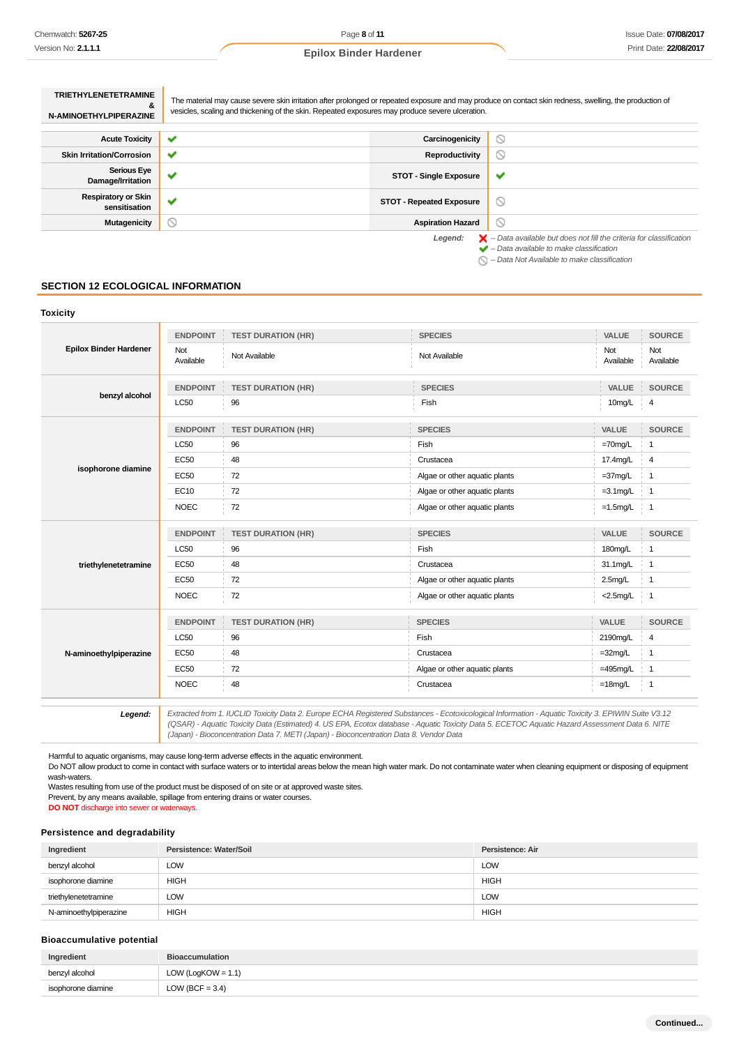| TRIETHYLENETETRAMINE & N-AMINOETHYLPIPERAZINE | The material may cause severe skin irritation after prolonged or repeated exposure and may produce on contact skin redness, swelling, the production of vesicles, scaling and thickening of the skin. Repeated exposures may produce severe ulceration. |
|---|---|

| | | | |
|---|---|---|---|
| Acute Toxicity | ✔ | Carcinogenicity | ⊘ |
| Skin Irritation/Corrosion | ✔ | Reproductivity | ⊘ |
| Serious Eye Damage/Irritation | ✔ | STOT - Single Exposure | ✔ |
| Respiratory or Skin sensitisation | ✔ | STOT - Repeated Exposure | ⊘ |
| Mutagenicity | ⊘ | Aspiration Hazard | ⊘ |

*Legend:*
- ✖ – Data available but does not fill the criteria for classification
- ✔ – Data available to make classification
- ⊘ – Data Not Available to make classification

## SECTION 12 ECOLOGICAL INFORMATION

### Toxicity

| | ENDPOINT | TEST DURATION (HR) | SPECIES | VALUE | SOURCE |
|---|---|---|---|---|---|
| **Epilox Binder Hardener** | Not Available | Not Available | Not Available | Not Available | Not Available |

| | ENDPOINT | TEST DURATION (HR) | SPECIES | VALUE | SOURCE |
|---|---|---|---|---|---|
| **benzyl alcohol** | LC50 | 96 | Fish | 10mg/L | 4 |

| | ENDPOINT | TEST DURATION (HR) | SPECIES | VALUE | SOURCE |
|---|---|---|---|---|---|
| **isophorone diamine** | LC50 | 96 | Fish | =70mg/L | 1 |
| | EC50 | 48 | Crustacea | 17.4mg/L | 4 |
| | EC50 | 72 | Algae or other aquatic plants | =37mg/L | 1 |
| | EC10 | 72 | Algae or other aquatic plants | =3.1mg/L | 1 |
| | NOEC | 72 | Algae or other aquatic plants | =1.5mg/L | 1 |

| | ENDPOINT | TEST DURATION (HR) | SPECIES | VALUE | SOURCE |
|---|---|---|---|---|---|
| **triethylenetetramine** | LC50 | 96 | Fish | 180mg/L | 1 |
| | EC50 | 48 | Crustacea | 31.1mg/L | 1 |
| | EC50 | 72 | Algae or other aquatic plants | 2.5mg/L | 1 |
| | NOEC | 72 | Algae or other aquatic plants | <2.5mg/L | 1 |

| | ENDPOINT | TEST DURATION (HR) | SPECIES | VALUE | SOURCE |
|---|---|---|---|---|---|
| **N-aminoethylpiperazine** | LC50 | 96 | Fish | 2190mg/L | 4 |
| | EC50 | 48 | Crustacea | =32mg/L | 1 |
| | EC50 | 72 | Algae or other aquatic plants | =495mg/L | 1 |
| | NOEC | 48 | Crustacea | =18mg/L | 1 |

**Legend:** *Extracted from 1. IUCLID Toxicity Data 2. Europe ECHA Registered Substances - Ecotoxicological Information - Aquatic Toxicity 3. EPIWIN Suite V3.12 (QSAR) - Aquatic Toxicity Data (Estimated) 4. US EPA, Ecotox database - Aquatic Toxicity Data 5. ECETOC Aquatic Hazard Assessment Data 6. NITE (Japan) - Bioconcentration Data 7. METI (Japan) - Bioconcentration Data 8. Vendor Data*

Harmful to aquatic organisms, may cause long-term adverse effects in the aquatic environment.
Do NOT allow product to come in contact with surface waters or to intertidal areas below the mean high water mark. Do not contaminate water when cleaning equipment or disposing of equipment wash-waters.
Wastes resulting from use of the product must be disposed of on site or at approved waste sites.
Prevent, by any means available, spillage from entering drains or water courses.
**DO NOT** discharge into sewer or waterways.

### Persistence and degradability

| Ingredient | Persistence: Water/Soil | Persistence: Air |
|---|---|---|
| benzyl alcohol | LOW | LOW |
| isophorone diamine | HIGH | HIGH |
| triethylenetetramine | LOW | LOW |
| N-aminoethylpiperazine | HIGH | HIGH |

### Bioaccumulative potential

| Ingredient | Bioaccumulation |
|---|---|
| benzyl alcohol | LOW (LogKOW = 1.1) |
| isophorone diamine | LOW (BCF = 3.4) |

Continued...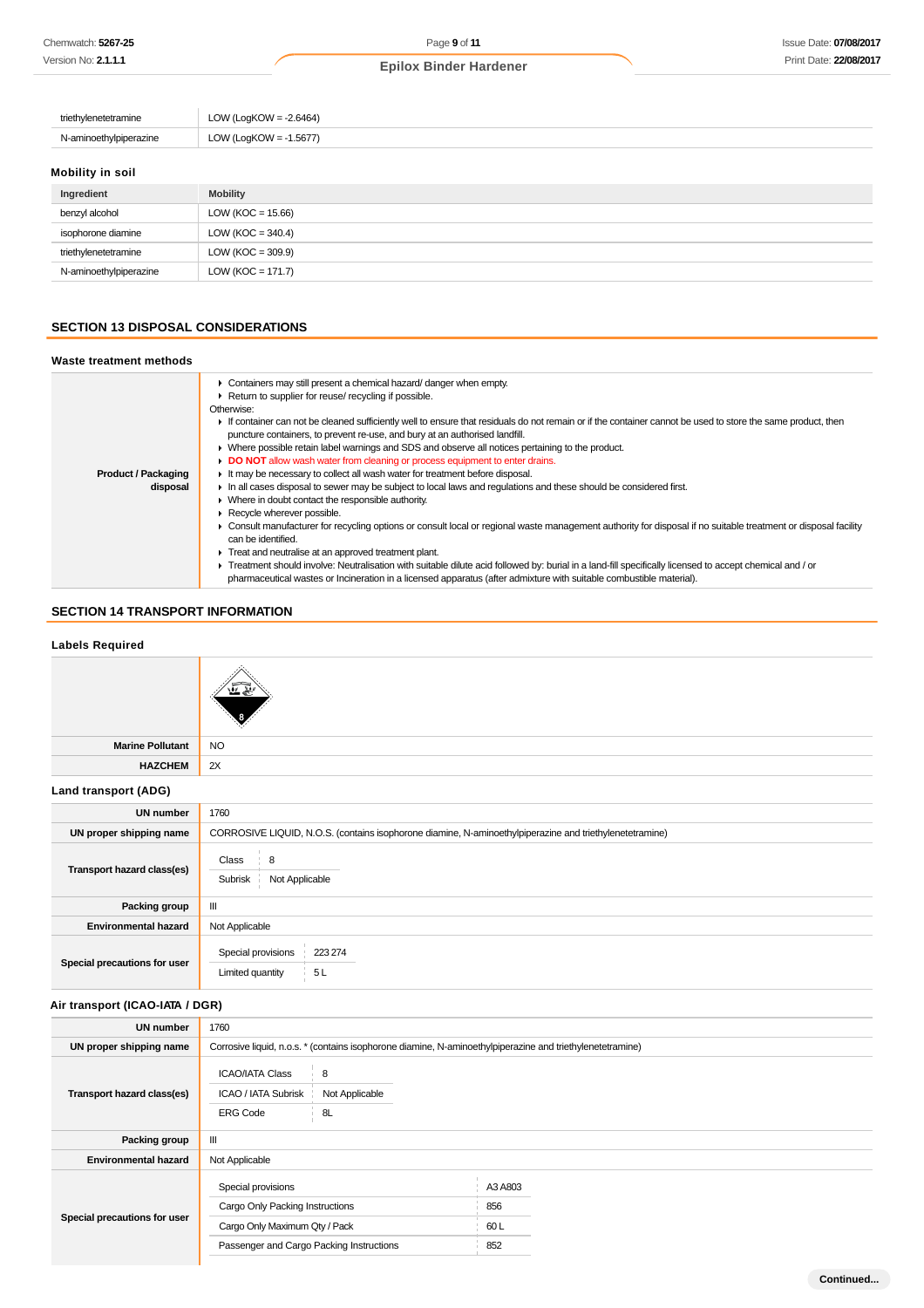| | |
|---|---|
| triethylenetetramine | LOW (LogKOW = -2.6464) |
| N-aminoethylpiperazine | LOW (LogKOW = -1.5677) |

### Mobility in soil

| Ingredient | Mobility |
|---|---|
| benzyl alcohol | LOW (KOC = 15.66) |
| isophorone diamine | LOW (KOC = 340.4) |
| triethylenetetramine | LOW (KOC = 309.9) |
| N-aminoethylpiperazine | LOW (KOC = 171.7) |

## SECTION 13 DISPOSAL CONSIDERATIONS

### Waste treatment methods

| | |
|---|---|
| **Product / Packaging disposal** | ▸ Containers may still present a chemical hazard/ danger when empty.<br>▸ Return to supplier for reuse/ recycling if possible.<br>Otherwise:<br>▸ If container can not be cleaned sufficiently well to ensure that residuals do not remain or if the container cannot be used to store the same product, then puncture containers, to prevent re-use, and bury at an authorised landfill.<br>▸ Where possible retain label warnings and SDS and observe all notices pertaining to the product.<br>▸ **DO NOT** allow wash water from cleaning or process equipment to enter drains.<br>▸ It may be necessary to collect all wash water for treatment before disposal.<br>▸ In all cases disposal to sewer may be subject to local laws and regulations and these should be considered first.<br>▸ Where in doubt contact the responsible authority.<br>▸ Recycle wherever possible.<br>▸ Consult manufacturer for recycling options or consult local or regional waste management authority for disposal if no suitable treatment or disposal facility can be identified.<br>▸ Treat and neutralise at an approved treatment plant.<br>▸ Treatment should involve: Neutralisation with suitable dilute acid followed by: burial in a land-fill specifically licensed to accept chemical and / or pharmaceutical wastes or Incineration in a licensed apparatus (after admixture with suitable combustible material). |

## SECTION 14 TRANSPORT INFORMATION

### Labels Required

| | |
|---|---|
| | 8 |
| **Marine Pollutant** | NO |
| **HAZCHEM** | 2X |

### Land transport (ADG)

| | |
|---|---|
| **UN number** | 1760 |
| **UN proper shipping name** | CORROSIVE LIQUID, N.O.S. (contains isophorone diamine, N-aminoethylpiperazine and triethylenetetramine) |
| **Transport hazard class(es)** | Class: 8<br>Subrisk: Not Applicable |
| **Packing group** | III |
| **Environmental hazard** | Not Applicable |
| **Special precautions for user** | Special provisions: 223 274<br>Limited quantity: 5 L |

### Air transport (ICAO-IATA / DGR)

| | |
|---|---|
| **UN number** | 1760 |
| **UN proper shipping name** | Corrosive liquid, n.o.s. * (contains isophorone diamine, N-aminoethylpiperazine and triethylenetetramine) |
| **Transport hazard class(es)** | ICAO/IATA Class: 8<br>ICAO / IATA Subrisk: Not Applicable<br>ERG Code: 8L |
| **Packing group** | III |
| **Environmental hazard** | Not Applicable |
| **Special precautions for user** | Special provisions: A3 A803<br>Cargo Only Packing Instructions: 856<br>Cargo Only Maximum Qty / Pack: 60 L<br>Passenger and Cargo Packing Instructions: 852 |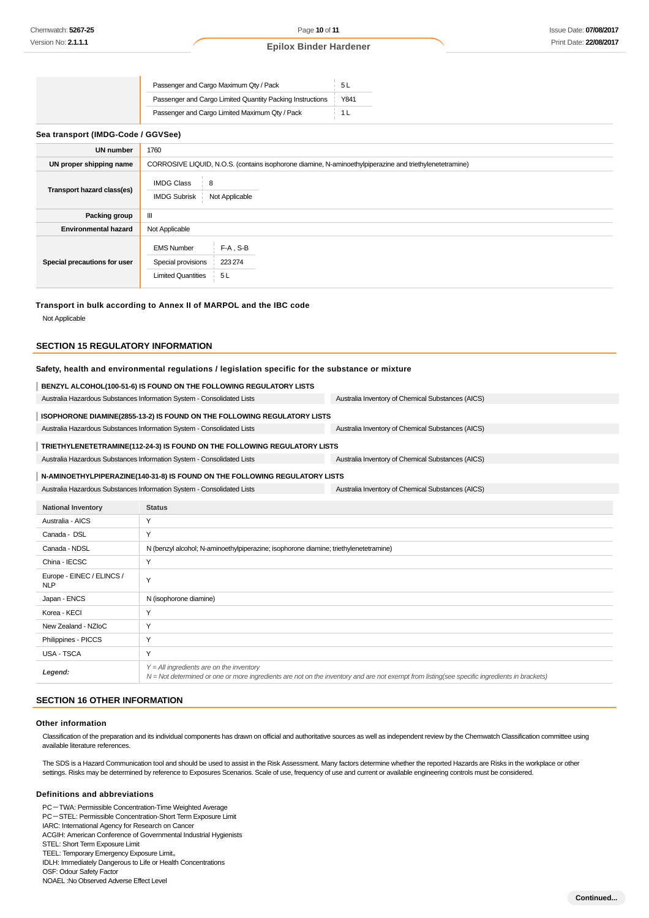| | | |
|---|---|---|
| | Passenger and Cargo Maximum Qty / Pack | 5 L |
| | Passenger and Cargo Limited Quantity Packing Instructions | Y841 |
| | Passenger and Cargo Limited Maximum Qty / Pack | 1 L |

### Sea transport (IMDG-Code / GGVSee)

| | |
|---|---|
| **UN number** | 1760 |
| **UN proper shipping name** | CORROSIVE LIQUID, N.O.S. (contains isophorone diamine, N-aminoethylpiperazine and triethylenetetramine) |
| **Transport hazard class(es)** | IMDG Class: 8<br>IMDG Subrisk: Not Applicable |
| **Packing group** | III |
| **Environmental hazard** | Not Applicable |
| **Special precautions for user** | EMS Number: F-A , S-B<br>Special provisions: 223 274<br>Limited Quantities: 5 L |

### Transport in bulk according to Annex II of MARPOL and the IBC code

Not Applicable

## SECTION 15 REGULATORY INFORMATION

### Safety, health and environmental regulations / legislation specific for the substance or mixture

**BENZYL ALCOHOL(100-51-6) IS FOUND ON THE FOLLOWING REGULATORY LISTS**

| | |
|---|---|
| Australia Hazardous Substances Information System - Consolidated Lists | Australia Inventory of Chemical Substances (AICS) |

**ISOPHORONE DIAMINE(2855-13-2) IS FOUND ON THE FOLLOWING REGULATORY LISTS**

| | |
|---|---|
| Australia Hazardous Substances Information System - Consolidated Lists | Australia Inventory of Chemical Substances (AICS) |

**TRIETHYLENETETRAMINE(112-24-3) IS FOUND ON THE FOLLOWING REGULATORY LISTS**

| | |
|---|---|
| Australia Hazardous Substances Information System - Consolidated Lists | Australia Inventory of Chemical Substances (AICS) |

**N-AMINOETHYLPIPERAZINE(140-31-8) IS FOUND ON THE FOLLOWING REGULATORY LISTS**

| | |
|---|---|
| Australia Hazardous Substances Information System - Consolidated Lists | Australia Inventory of Chemical Substances (AICS) |

| National Inventory | Status |
|---|---|
| Australia - AICS | Y |
| Canada - DSL | Y |
| Canada - NDSL | N (benzyl alcohol; N-aminoethylpiperazine; isophorone diamine; triethylenetetramine) |
| China - IECSC | Y |
| Europe - EINEC / ELINCS / NLP | Y |
| Japan - ENCS | N (isophorone diamine) |
| Korea - KECI | Y |
| New Zealand - NZIoC | Y |
| Philippines - PICCS | Y |
| USA - TSCA | Y |
| ***Legend:*** | *Y = All ingredients are on the inventory*<br>*N = Not determined or one or more ingredients are not on the inventory and are not exempt from listing(see specific ingredients in brackets)* |

## SECTION 16 OTHER INFORMATION

### Other information

Classification of the preparation and its individual components has drawn on official and authoritative sources as well as independent review by the Chemwatch Classification committee using available literature references.

The SDS is a Hazard Communication tool and should be used to assist in the Risk Assessment. Many factors determine whether the reported Hazards are Risks in the workplace or other settings. Risks may be determined by reference to Exposures Scenarios. Scale of use, frequency of use and current or available engineering controls must be considered.

### Definitions and abbreviations

PC－TWA: Permissible Concentration-Time Weighted Average
PC－STEL: Permissible Concentration-Short Term Exposure Limit
IARC: International Agency for Research on Cancer
ACGIH: American Conference of Governmental Industrial Hygienists
STEL: Short Term Exposure Limit
TEEL: Temporary Emergency Exposure Limit。
IDLH: Immediately Dangerous to Life or Health Concentrations
OSF: Odour Safety Factor
NOAEL :No Observed Adverse Effect Level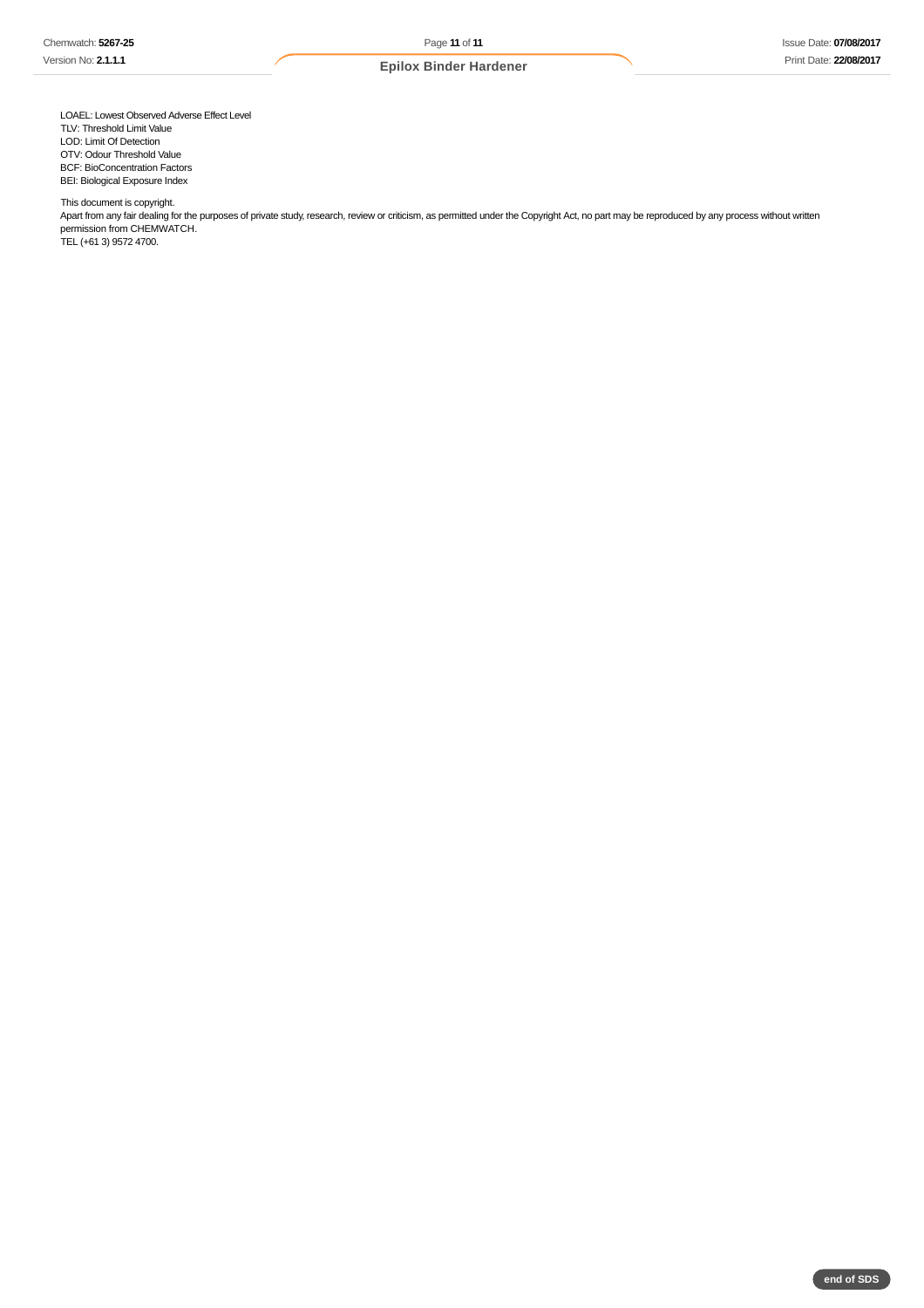LOAEL: Lowest Observed Adverse Effect Level
TLV: Threshold Limit Value
LOD: Limit Of Detection
OTV: Odour Threshold Value
BCF: BioConcentration Factors
BEI: Biological Exposure Index

This document is copyright.
Apart from any fair dealing for the purposes of private study, research, review or criticism, as permitted under the Copyright Act, no part may be reproduced by any process without written permission from CHEMWATCH.
TEL (+61 3) 9572 4700.

**end of SDS**